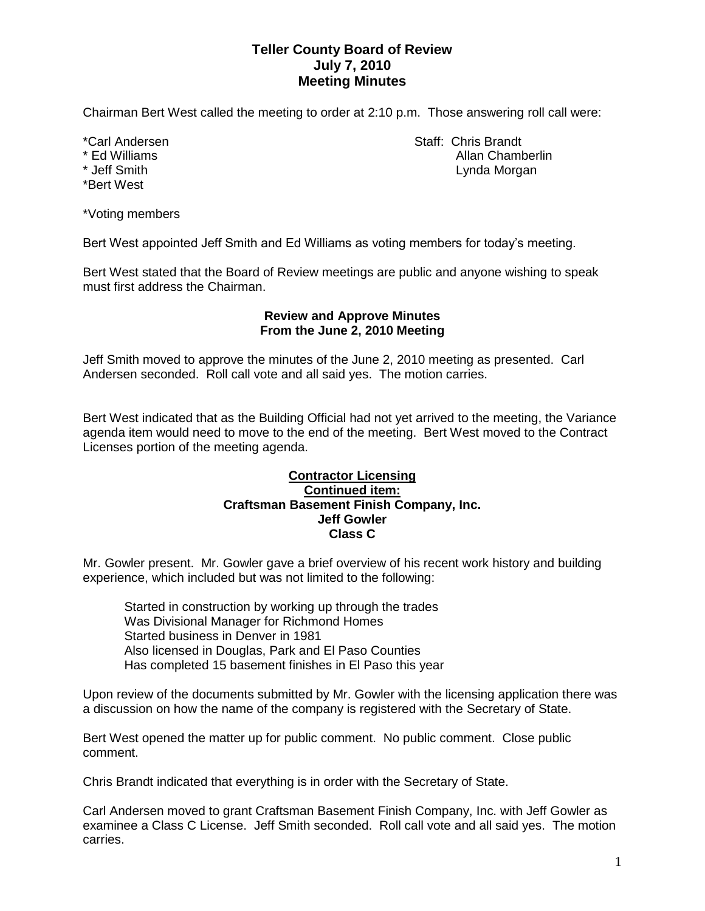# Teller County Board of Review
## July 7, 2010
## Meeting Minutes

Chairman Bert West called the meeting to order at 2:10 p.m. Those answering roll call were:

*Carl Andersen
* Ed Williams
* Jeff Smith
*Bert West

Staff: Chris Brandt
Allan Chamberlin
Lynda Morgan

*Voting members

Bert West appointed Jeff Smith and Ed Williams as voting members for today's meeting.

Bert West stated that the Board of Review meetings are public and anyone wishing to speak must first address the Chairman.

### Review and Approve Minutes From the June 2, 2010 Meeting

Jeff Smith moved to approve the minutes of the June 2, 2010 meeting as presented. Carl Andersen seconded. Roll call vote and all said yes. The motion carries.

Bert West indicated that as the Building Official had not yet arrived to the meeting, the Variance agenda item would need to move to the end of the meeting. Bert West moved to the Contract Licenses portion of the meeting agenda.

### Contractor Licensing
### Continued item:
### Craftsman Basement Finish Company, Inc.
### Jeff Gowler
### Class C

Mr. Gowler present. Mr. Gowler gave a brief overview of his recent work history and building experience, which included but was not limited to the following:

- Started in construction by working up through the trades
- Was Divisional Manager for Richmond Homes
- Started business in Denver in 1981
- Also licensed in Douglas, Park and El Paso Counties
- Has completed 15 basement finishes in El Paso this year

Upon review of the documents submitted by Mr. Gowler with the licensing application there was a discussion on how the name of the company is registered with the Secretary of State.

Bert West opened the matter up for public comment. No public comment. Close public comment.

Chris Brandt indicated that everything is in order with the Secretary of State.

Carl Andersen moved to grant Craftsman Basement Finish Company, Inc. with Jeff Gowler as examinee a Class C License. Jeff Smith seconded. Roll call vote and all said yes. The motion carries.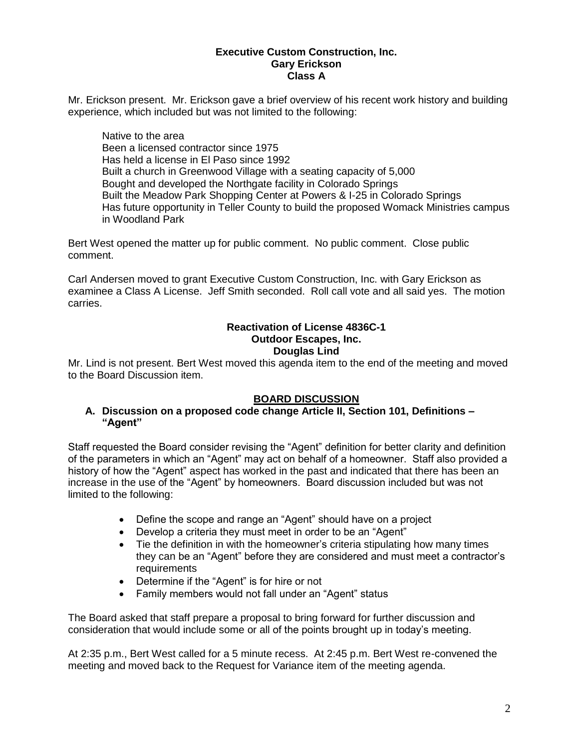**Executive Custom Construction, Inc.**
**Gary Erickson**
**Class A**

Mr. Erickson present. Mr. Erickson gave a brief overview of his recent work history and building experience, which included but was not limited to the following:

Native to the area
Been a licensed contractor since 1975
Has held a license in El Paso since 1992
Built a church in Greenwood Village with a seating capacity of 5,000
Bought and developed the Northgate facility in Colorado Springs
Built the Meadow Park Shopping Center at Powers & I-25 in Colorado Springs
Has future opportunity in Teller County to build the proposed Womack Ministries campus in Woodland Park

Bert West opened the matter up for public comment. No public comment. Close public comment.

Carl Andersen moved to grant Executive Custom Construction, Inc. with Gary Erickson as examinee a Class A License. Jeff Smith seconded. Roll call vote and all said yes. The motion carries.

**Reactivation of License 4836C-1**
**Outdoor Escapes, Inc.**
**Douglas Lind**

Mr. Lind is not present. Bert West moved this agenda item to the end of the meeting and moved to the Board Discussion item.

## BOARD DISCUSSION

**A. Discussion on a proposed code change Article II, Section 101, Definitions – "Agent"**

Staff requested the Board consider revising the "Agent" definition for better clarity and definition of the parameters in which an "Agent" may act on behalf of a homeowner. Staff also provided a history of how the "Agent" aspect has worked in the past and indicated that there has been an increase in the use of the "Agent" by homeowners. Board discussion included but was not limited to the following:

- Define the scope and range an "Agent" should have on a project
- Develop a criteria they must meet in order to be an "Agent"
- Tie the definition in with the homeowner's criteria stipulating how many times they can be an "Agent" before they are considered and must meet a contractor's requirements
- Determine if the "Agent" is for hire or not
- Family members would not fall under an "Agent" status

The Board asked that staff prepare a proposal to bring forward for further discussion and consideration that would include some or all of the points brought up in today's meeting.

At 2:35 p.m., Bert West called for a 5 minute recess. At 2:45 p.m. Bert West re-convened the meeting and moved back to the Request for Variance item of the meeting agenda.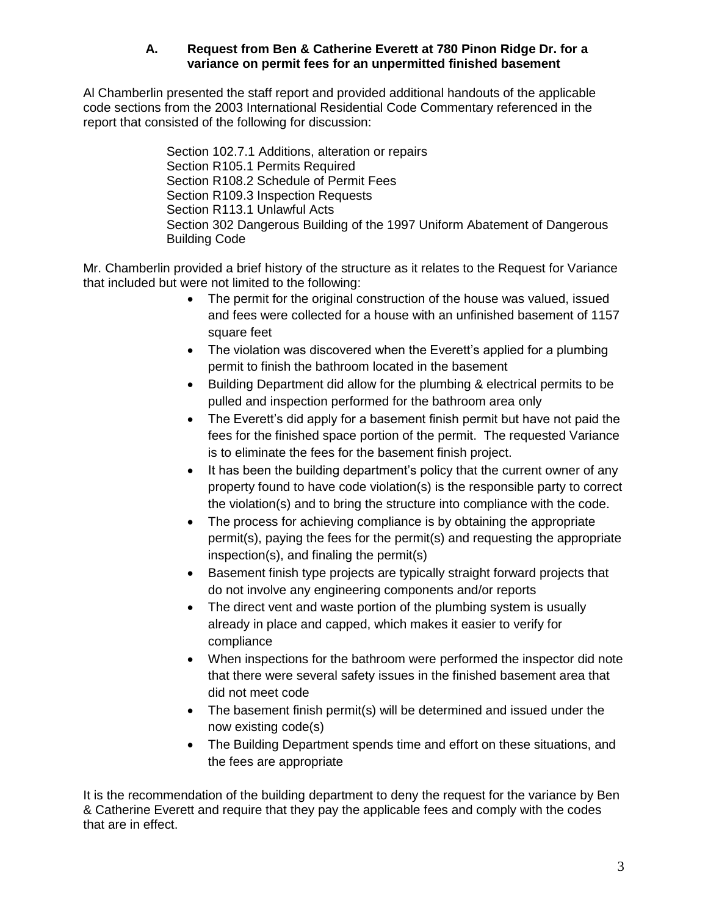### A. Request from Ben & Catherine Everett at 780 Pinon Ridge Dr. for a variance on permit fees for an unpermitted finished basement

Al Chamberlin presented the staff report and provided additional handouts of the applicable code sections from the 2003 International Residential Code Commentary referenced in the report that consisted of the following for discussion:

Section 102.7.1 Additions, alteration or repairs
Section R105.1 Permits Required
Section R108.2 Schedule of Permit Fees
Section R109.3 Inspection Requests
Section R113.1 Unlawful Acts
Section 302 Dangerous Building of the 1997 Uniform Abatement of Dangerous Building Code

Mr. Chamberlin provided a brief history of the structure as it relates to the Request for Variance that included but were not limited to the following:

- The permit for the original construction of the house was valued, issued and fees were collected for a house with an unfinished basement of 1157 square feet
- The violation was discovered when the Everett's applied for a plumbing permit to finish the bathroom located in the basement
- Building Department did allow for the plumbing & electrical permits to be pulled and inspection performed for the bathroom area only
- The Everett's did apply for a basement finish permit but have not paid the fees for the finished space portion of the permit. The requested Variance is to eliminate the fees for the basement finish project.
- It has been the building department's policy that the current owner of any property found to have code violation(s) is the responsible party to correct the violation(s) and to bring the structure into compliance with the code.
- The process for achieving compliance is by obtaining the appropriate permit(s), paying the fees for the permit(s) and requesting the appropriate inspection(s), and finaling the permit(s)
- Basement finish type projects are typically straight forward projects that do not involve any engineering components and/or reports
- The direct vent and waste portion of the plumbing system is usually already in place and capped, which makes it easier to verify for compliance
- When inspections for the bathroom were performed the inspector did note that there were several safety issues in the finished basement area that did not meet code
- The basement finish permit(s) will be determined and issued under the now existing code(s)
- The Building Department spends time and effort on these situations, and the fees are appropriate

It is the recommendation of the building department to deny the request for the variance by Ben & Catherine Everett and require that they pay the applicable fees and comply with the codes that are in effect.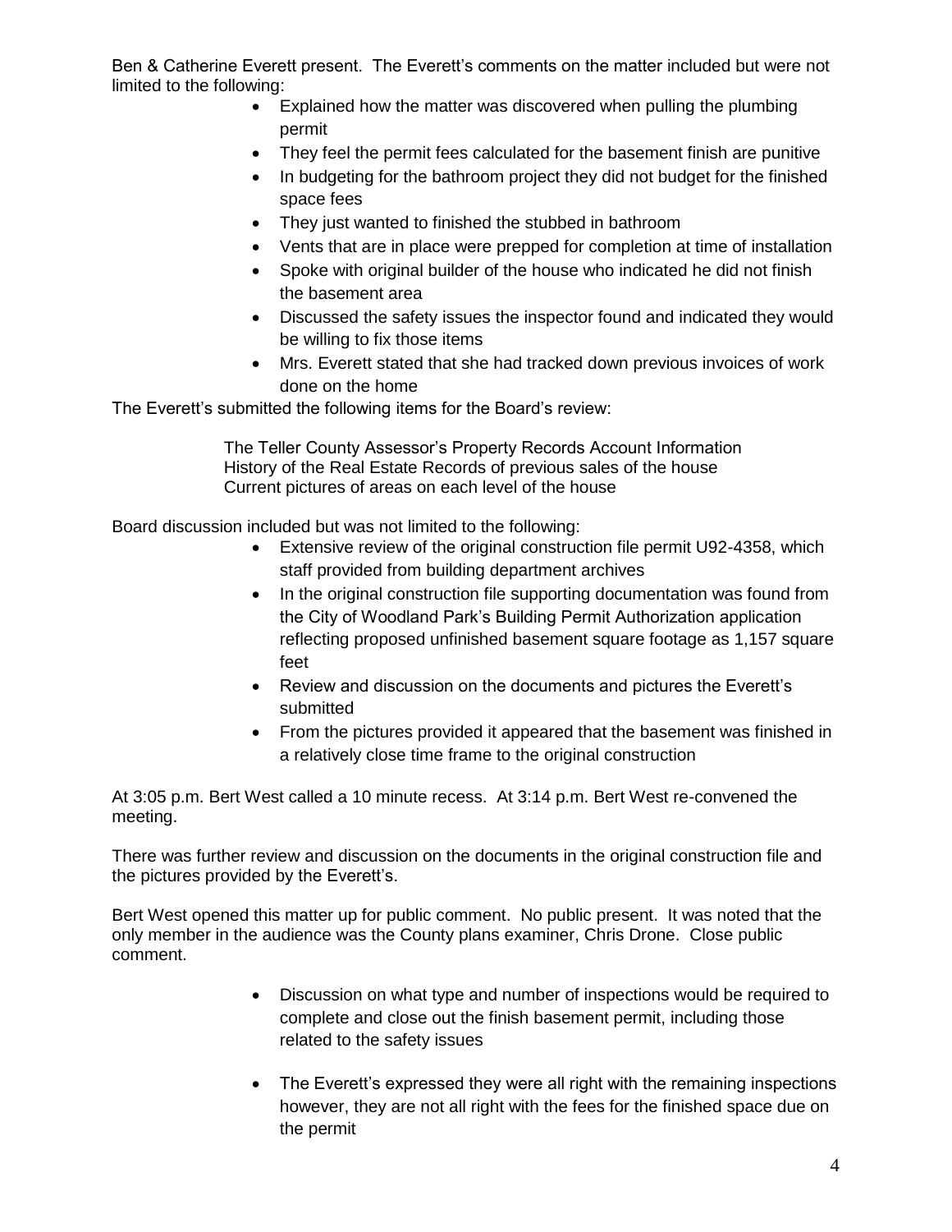Ben & Catherine Everett present. The Everett's comments on the matter included but were not limited to the following:

- Explained how the matter was discovered when pulling the plumbing permit
- They feel the permit fees calculated for the basement finish are punitive
- In budgeting for the bathroom project they did not budget for the finished space fees
- They just wanted to finished the stubbed in bathroom
- Vents that are in place were prepped for completion at time of installation
- Spoke with original builder of the house who indicated he did not finish the basement area
- Discussed the safety issues the inspector found and indicated they would be willing to fix those items
- Mrs. Everett stated that she had tracked down previous invoices of work done on the home

The Everett's submitted the following items for the Board's review:

The Teller County Assessor's Property Records Account Information
History of the Real Estate Records of previous sales of the house
Current pictures of areas on each level of the house

Board discussion included but was not limited to the following:

- Extensive review of the original construction file permit U92-4358, which staff provided from building department archives
- In the original construction file supporting documentation was found from the City of Woodland Park's Building Permit Authorization application reflecting proposed unfinished basement square footage as 1,157 square feet
- Review and discussion on the documents and pictures the Everett's submitted
- From the pictures provided it appeared that the basement was finished in a relatively close time frame to the original construction

At 3:05 p.m. Bert West called a 10 minute recess. At 3:14 p.m. Bert West re-convened the meeting.

There was further review and discussion on the documents in the original construction file and the pictures provided by the Everett's.

Bert West opened this matter up for public comment. No public present. It was noted that the only member in the audience was the County plans examiner, Chris Drone. Close public comment.

- Discussion on what type and number of inspections would be required to complete and close out the finish basement permit, including those related to the safety issues
- The Everett's expressed they were all right with the remaining inspections however, they are not all right with the fees for the finished space due on the permit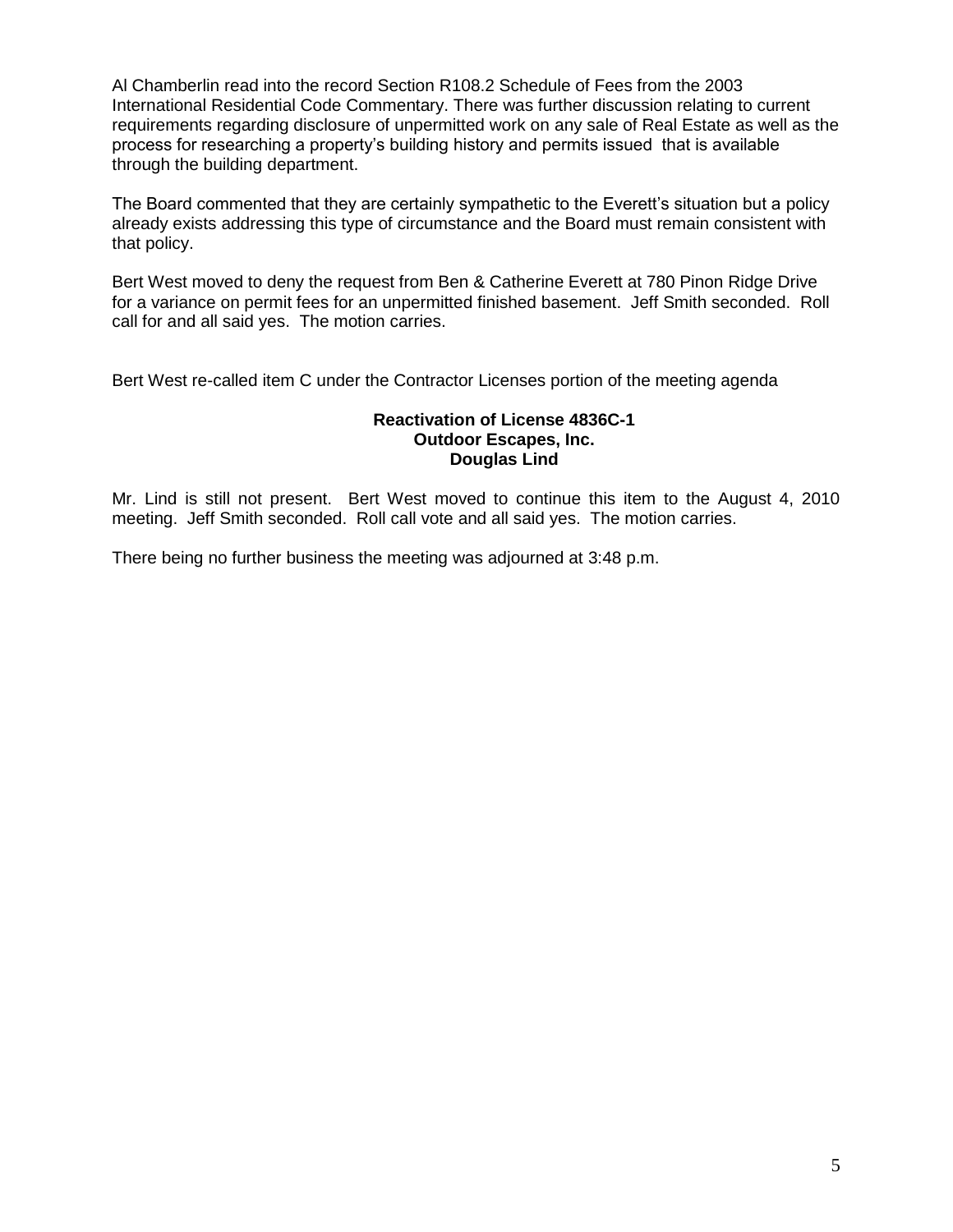Al Chamberlin read into the record Section R108.2 Schedule of Fees from the 2003 International Residential Code Commentary. There was further discussion relating to current requirements regarding disclosure of unpermitted work on any sale of Real Estate as well as the process for researching a property's building history and permits issued that is available through the building department.

The Board commented that they are certainly sympathetic to the Everett's situation but a policy already exists addressing this type of circumstance and the Board must remain consistent with that policy.

Bert West moved to deny the request from Ben & Catherine Everett at 780 Pinon Ridge Drive for a variance on permit fees for an unpermitted finished basement. Jeff Smith seconded. Roll call for and all said yes. The motion carries.

Bert West re-called item C under the Contractor Licenses portion of the meeting agenda

**Reactivation of License 4836C-1**
**Outdoor Escapes, Inc.**
**Douglas Lind**

Mr. Lind is still not present. Bert West moved to continue this item to the August 4, 2010 meeting. Jeff Smith seconded. Roll call vote and all said yes. The motion carries.

There being no further business the meeting was adjourned at 3:48 p.m.